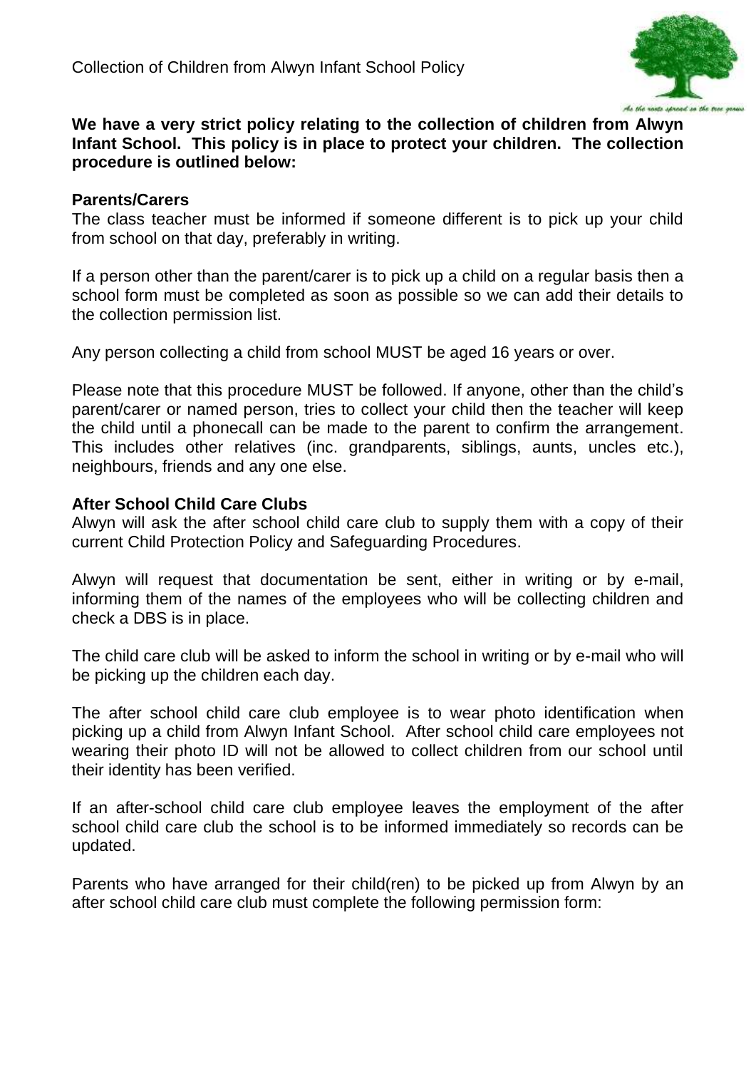# Collection of Children from Alwyn Infant School Policy

**We have a very strict policy relating to the collection of children from Alwyn Infant School. This policy is in place to protect your children. The collection procedure is outlined below:**

## Parents/Carers

The class teacher must be informed if someone different is to pick up your child from school on that day, preferably in writing.

If a person other than the parent/carer is to pick up a child on a regular basis then a school form must be completed as soon as possible so we can add their details to the collection permission list.

Any person collecting a child from school MUST be aged 16 years or over.

Please note that this procedure MUST be followed. If anyone, other than the child's parent/carer or named person, tries to collect your child then the teacher will keep the child until a phonecall can be made to the parent to confirm the arrangement. This includes other relatives (inc. grandparents, siblings, aunts, uncles etc.), neighbours, friends and any one else.

## After School Child Care Clubs

Alwyn will ask the after school child care club to supply them with a copy of their current Child Protection Policy and Safeguarding Procedures.

Alwyn will request that documentation be sent, either in writing or by e-mail, informing them of the names of the employees who will be collecting children and check a DBS is in place.

The child care club will be asked to inform the school in writing or by e-mail who will be picking up the children each day.

The after school child care club employee is to wear photo identification when picking up a child from Alwyn Infant School. After school child care employees not wearing their photo ID will not be allowed to collect children from our school until their identity has been verified.

If an after-school child care club employee leaves the employment of the after school child care club the school is to be informed immediately so records can be updated.

Parents who have arranged for their child(ren) to be picked up from Alwyn by an after school child care club must complete the following permission form: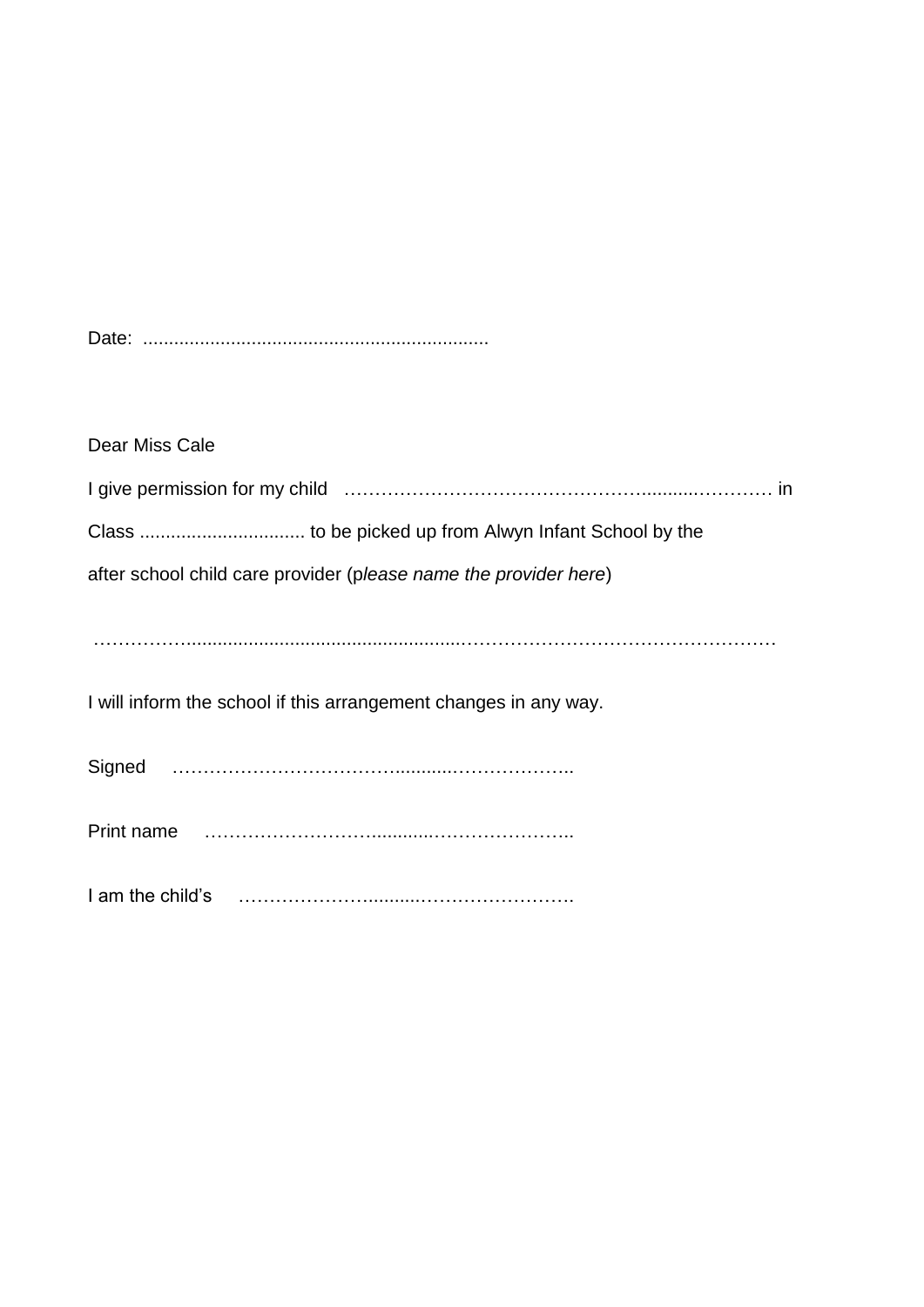Date: ..................................................................

Dear Miss Cale

I give permission for my child ………………………………………………...........………… in Class ................................ to be picked up from Alwyn Infant School by the after school child care provider (p*lease name the provider here*)

……………..........................................................……………………………………………

I will inform the school if this arrangement changes in any way.

Signed ………………………………............……………….

Print name ……………………….............…………………..

I am the child's …………………..........…………………….